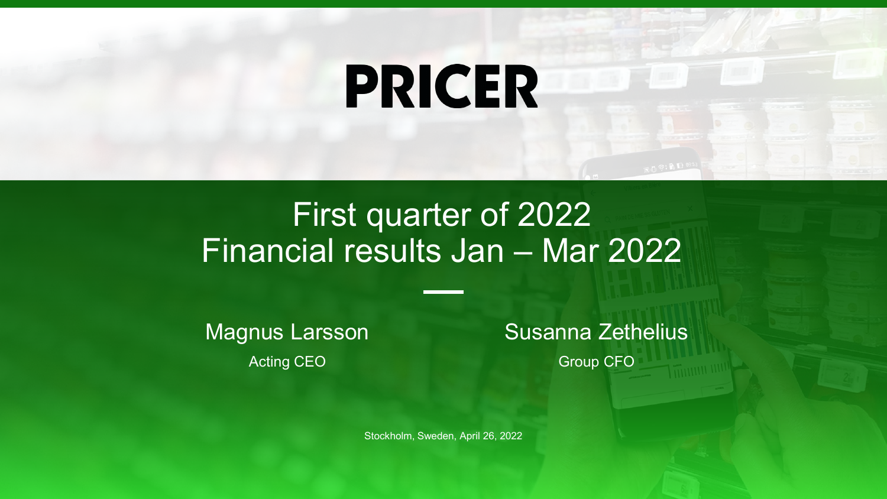# PRICER

## First quarter of 2022
## Financial results Jan – Mar 2022

Magnus Larsson
Acting CEO

Susanna Zethelius
Group CFO

Stockholm, Sweden, April 26, 2022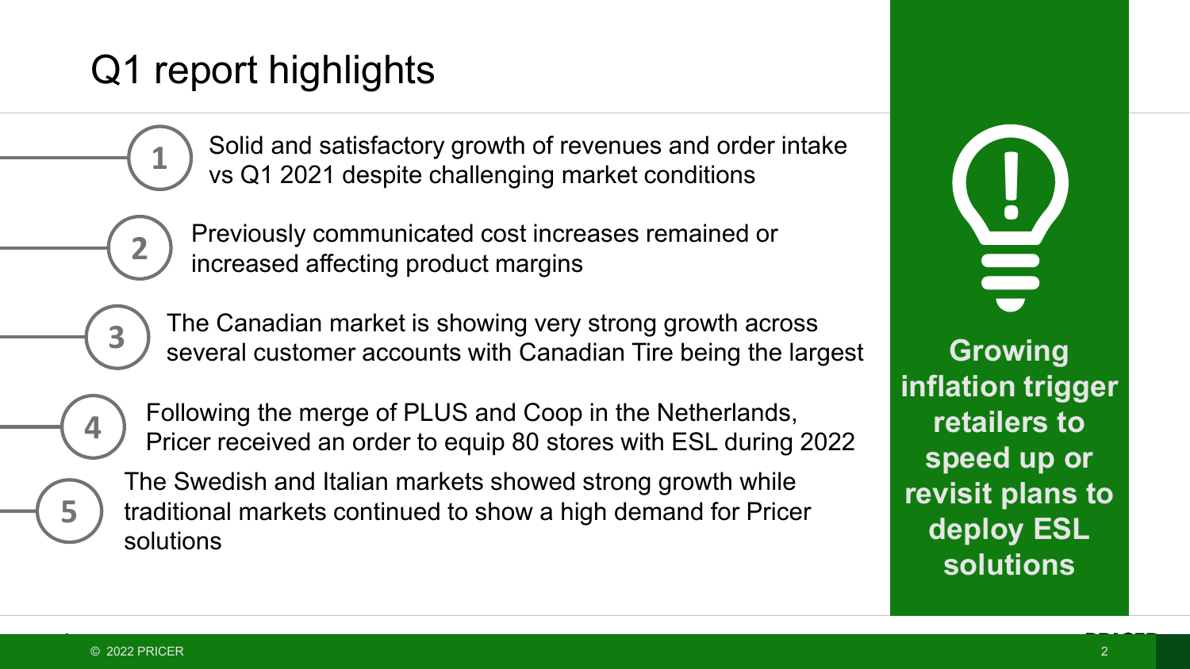# Q1 report highlights

1. Solid and satisfactory growth of revenues and order intake vs Q1 2021 despite challenging market conditions
2. Previously communicated cost increases remained or increased affecting product margins
3. The Canadian market is showing very strong growth across several customer accounts with Canadian Tire being the largest
4. Following the merge of PLUS and Coop in the Netherlands, Pricer received an order to equip 80 stores with ESL during 2022
5. The Swedish and Italian markets showed strong growth while traditional markets continued to show a high demand for Pricer solutions

**Growing inflation trigger retailers to speed up or revisit plans to deploy ESL solutions**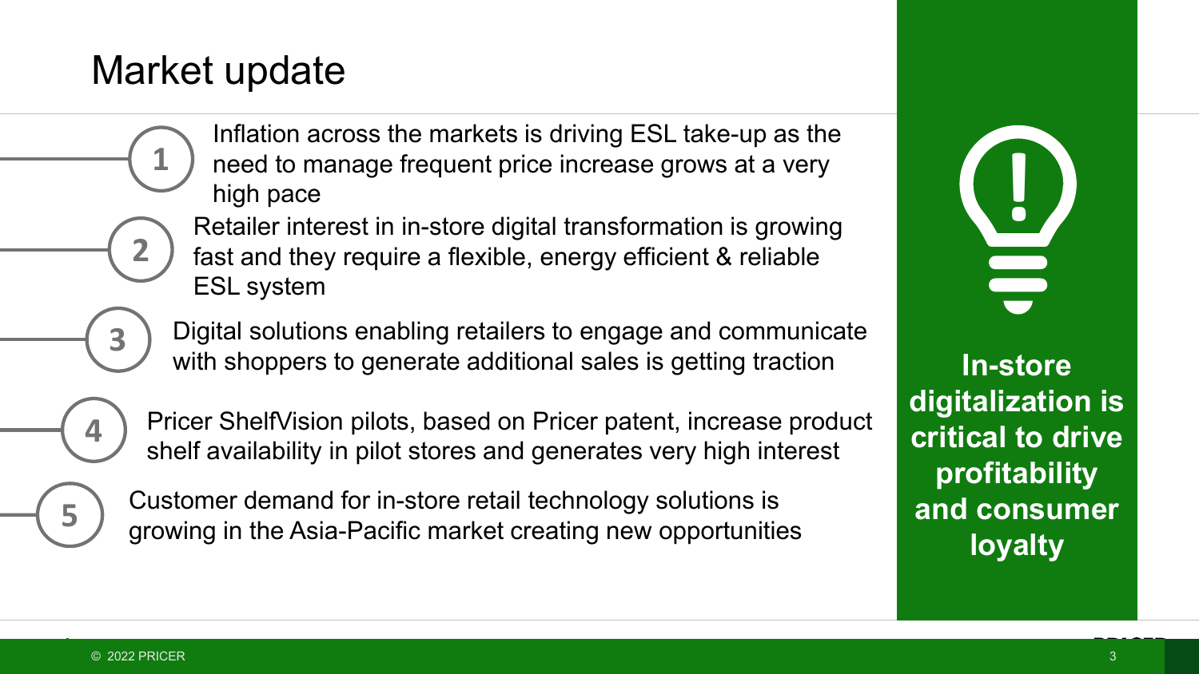# Market update

1. Inflation across the markets is driving ESL take-up as the need to manage frequent price increase grows at a very high pace
2. Retailer interest in in-store digital transformation is growing fast and they require a flexible, energy efficient & reliable ESL system
3. Digital solutions enabling retailers to engage and communicate with shoppers to generate additional sales is getting traction
4. Pricer ShelfVision pilots, based on Pricer patent, increase product shelf availability in pilot stores and generates very high interest
5. Customer demand for in-store retail technology solutions is growing in the Asia-Pacific market creating new opportunities

**In-store digitalization is critical to drive profitability and consumer loyalty**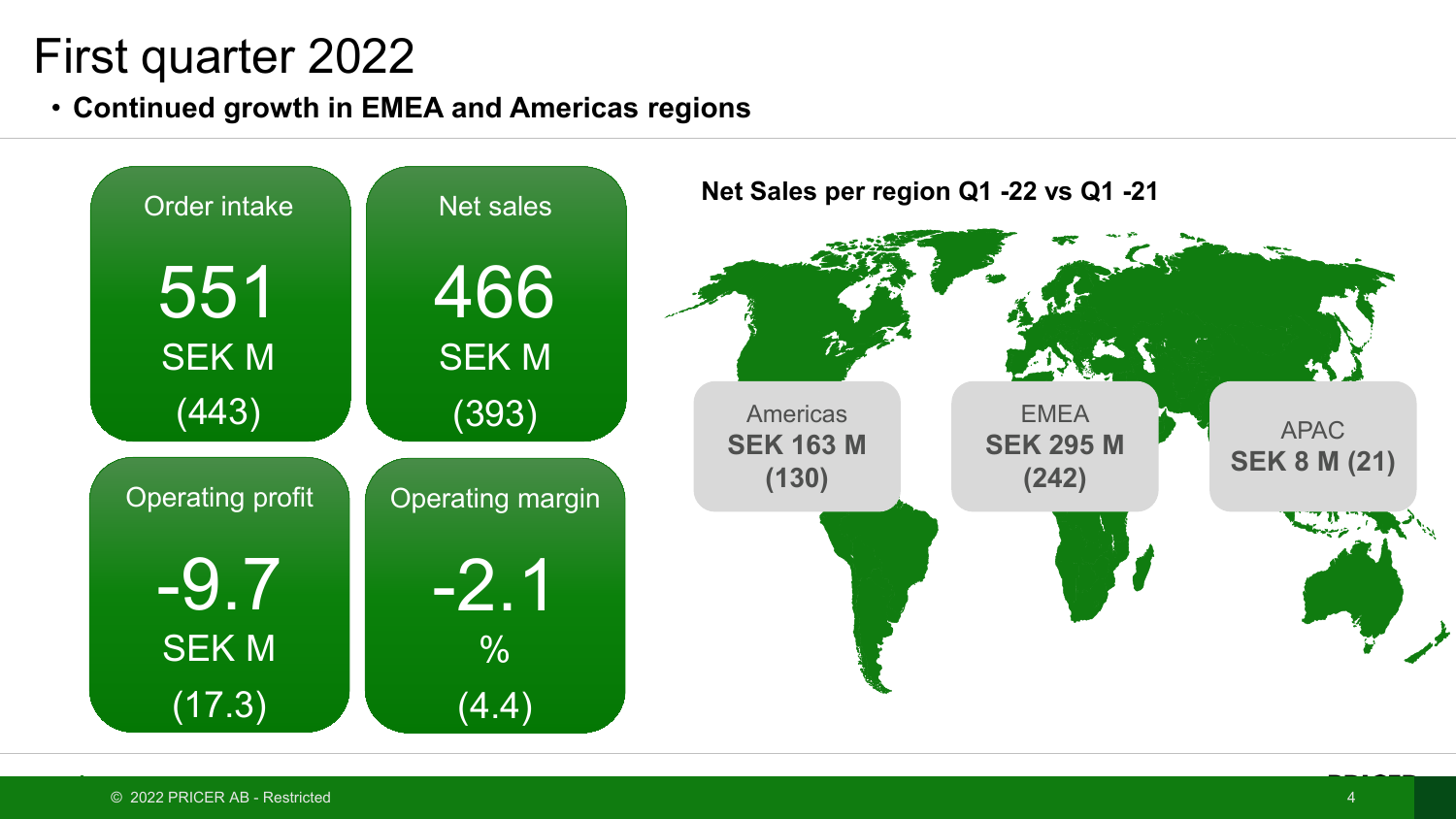# First quarter 2022

- **Continued growth in EMEA and Americas regions**

| Order intake | Net sales |
|---|---|
| 551 SEK M (443) | 466 SEK M (393) |

| Operating profit | Operating margin |
|---|---|
| -9.7 SEK M (17.3) | -2.1 % (4.4) |

**Net Sales per region Q1 -22 vs Q1 -21**

| Americas | EMEA | APAC |
|---|---|---|
| **SEK 163 M (130)** | **SEK 295 M (242)** | **SEK 8 M (21)** |

© 2022 PRICER AB - Restricted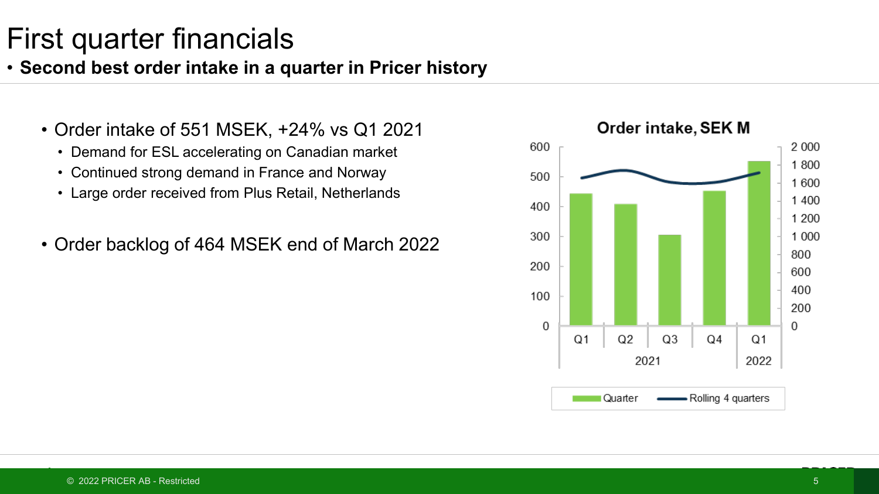# First quarter financials

- **Second best order intake in a quarter in Pricer history**

- Order intake of 551 MSEK, +24% vs Q1 2021
  - Demand for ESL accelerating on Canadian market
  - Continued strong demand in France and Norway
  - Large order received from Plus Retail, Netherlands
- Order backlog of 464 MSEK end of March 2022

**Order intake, SEK M**

Legend: Quarter; Rolling 4 quarters

Axes: left 0–600; right 0–2 000

Periods: Q1, Q2, Q3, Q4 (2021); Q1 (2022)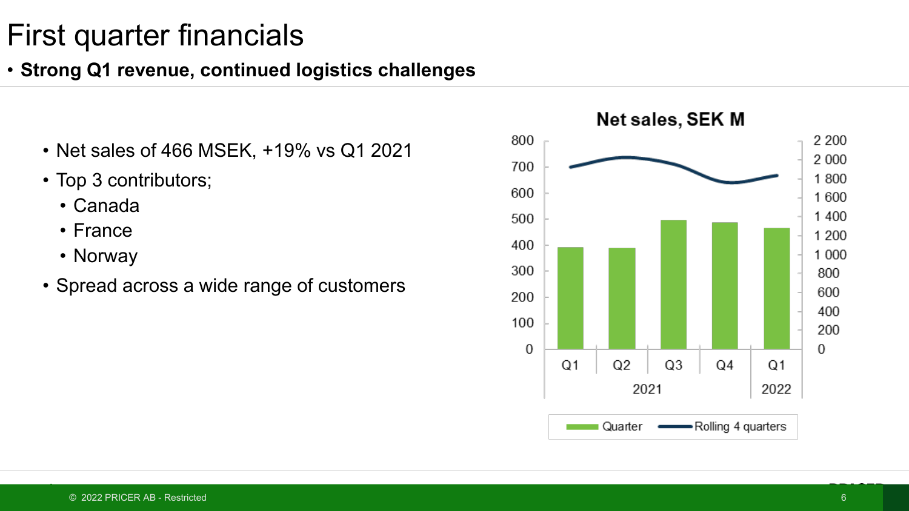# First quarter financials

- **Strong Q1 revenue, continued logistics challenges**

- Net sales of 466 MSEK, +19% vs Q1 2021
- Top 3 contributors;
  - Canada
  - France
  - Norway
- Spread across a wide range of customers

**Net sales, SEK M**

| | Q1 2021 | Q2 2021 | Q3 2021 | Q4 2021 | Q1 2022 |
|---|---|---|---|---|---|
| Quarter | ~390 | ~388 | ~496 | ~487 | 466 |
| Rolling 4 quarters | ~1 900 | ~1 990 | ~1 930 | ~1 760 | ~1 840 |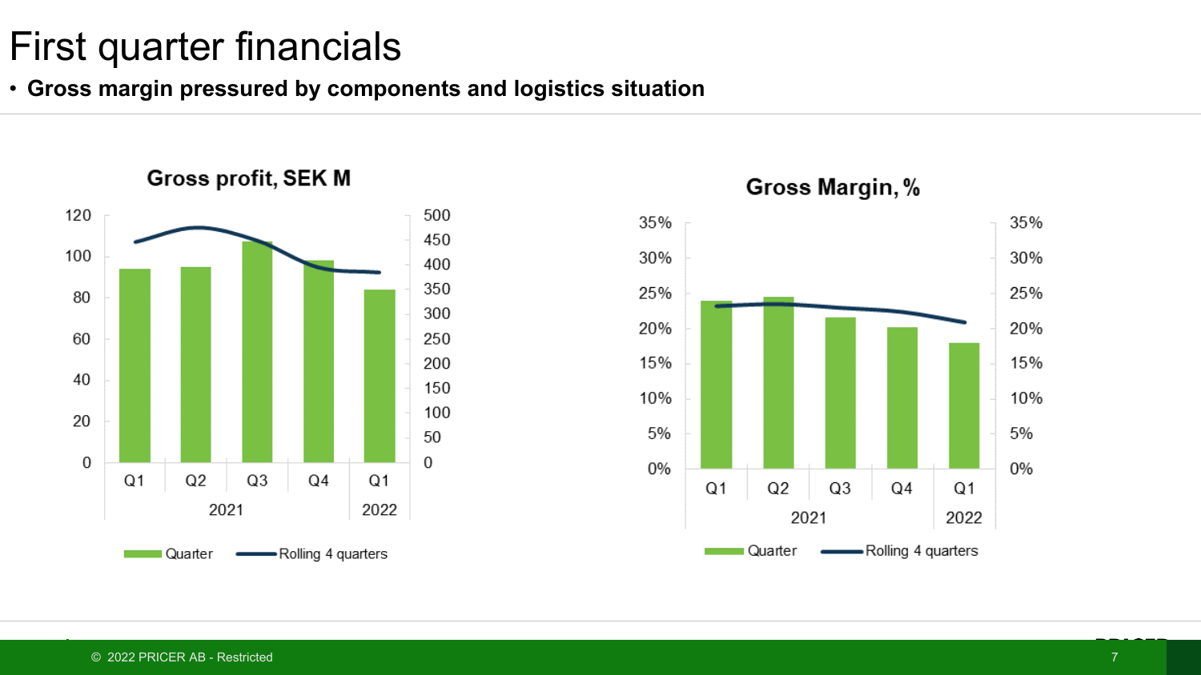# First quarter financials

- **Gross margin pressured by components and logistics situation**

**Gross profit, SEK M**

120
100
80
60
40
20
0

500
450
400
350
300
250
200
150
100
50
0

Q1 Q2 Q3 Q4 Q1

2021 2022

Quarter Rolling 4 quarters

**Gross Margin, %**

35%
30%
25%
20%
15%
10%
5%
0%

Q1 Q2 Q3 Q4 Q1

2021 2022

Quarter Rolling 4 quarters

© 2022 PRICER AB - Restricted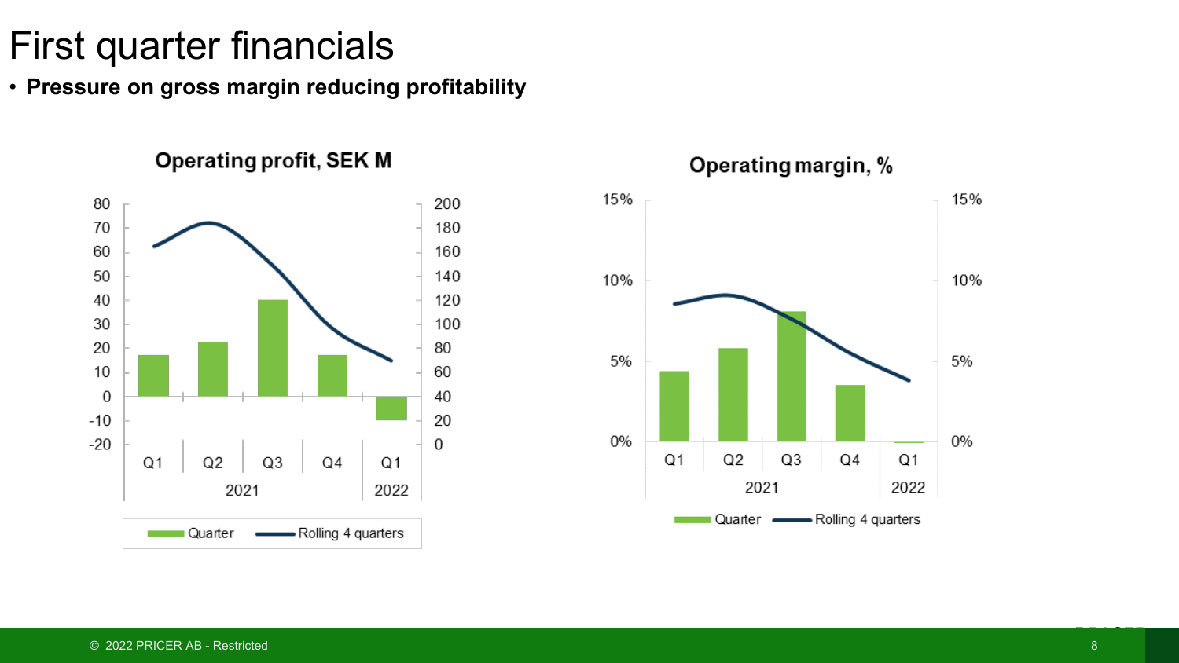# First quarter financials

- **Pressure on gross margin reducing profitability**

**Operating profit, SEK M**

Left axis: 80, 70, 60, 50, 40, 30, 20, 10, 0, -10, -20
Right axis: 200, 180, 160, 140, 120, 100, 80, 60, 40, 20, 0

Q1, Q2, Q3, Q4 (2021); Q1 (2022)

Quarter — Rolling 4 quarters

**Operating margin, %**

Left axis: 15%, 10%, 5%, 0%
Right axis: 15%, 10%, 5%, 0%

Q1, Q2, Q3, Q4 (2021); Q1 (2022)

Quarter — Rolling 4 quarters

© 2022 PRICER AB - Restricted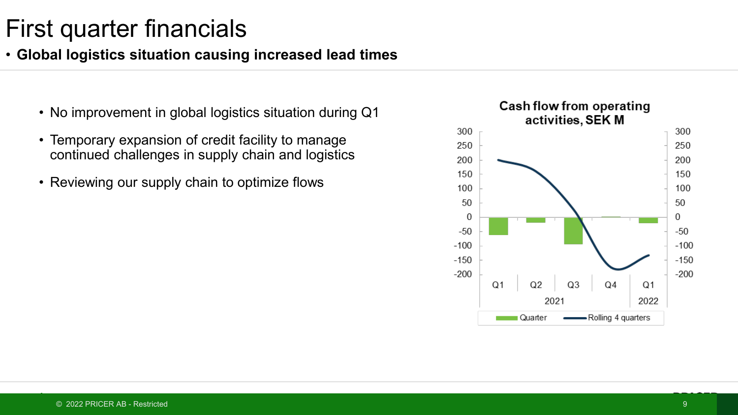# First quarter financials

- **Global logistics situation causing increased lead times**

- No improvement in global logistics situation during Q1
- Temporary expansion of credit facility to manage continued challenges in supply chain and logistics
- Reviewing our supply chain to optimize flows

**Cash flow from operating activities, SEK M**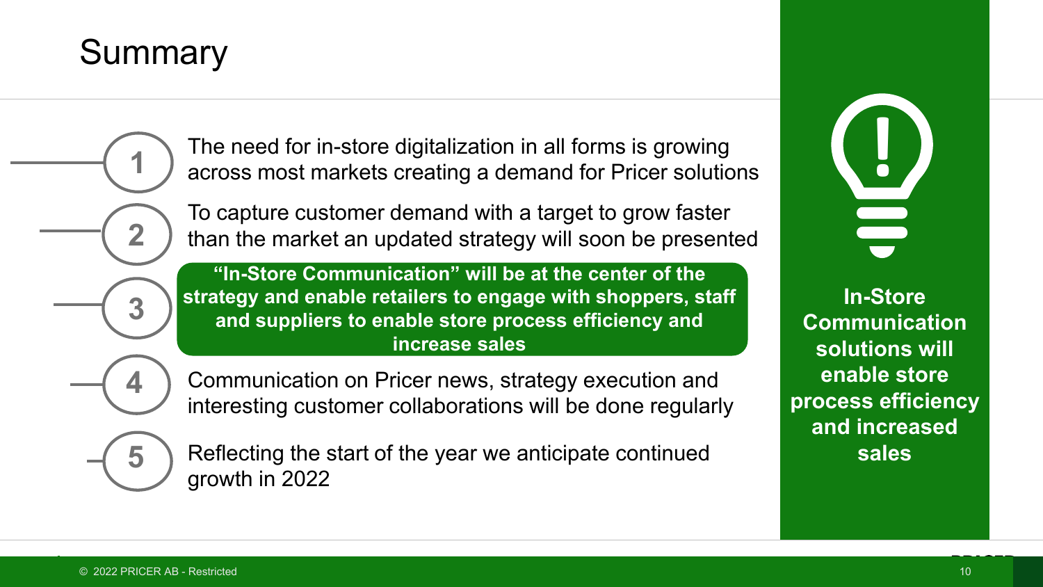# Summary

1. The need for in-store digitalization in all forms is growing across most markets creating a demand for Pricer solutions
2. To capture customer demand with a target to grow faster than the market an updated strategy will soon be presented
3. **"In-Store Communication" will be at the center of the strategy and enable retailers to engage with shoppers, staff and suppliers to enable store process efficiency and increase sales**
4. Communication on Pricer news, strategy execution and interesting customer collaborations will be done regularly
5. Reflecting the start of the year we anticipate continued growth in 2022

**In-Store Communication solutions will enable store process efficiency and increased sales**

© 2022 PRICER AB - Restricted